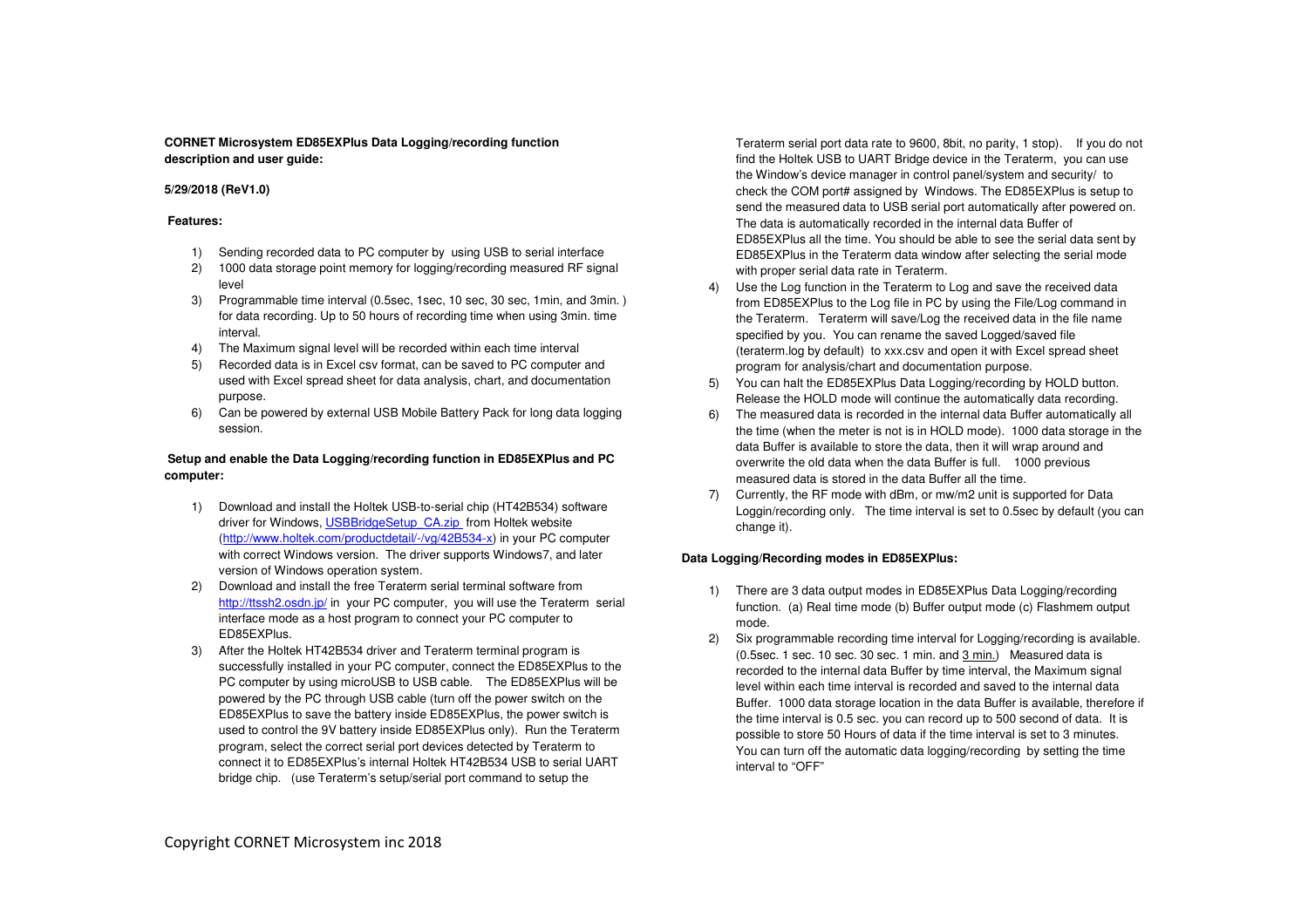**CORNET Microsystem ED85EXPlus Data Logging/recording function description and user guide:**

**5/29/2018 (ReV1.0)**

**Features:**

1) Sending recorded data to PC computer by using USB to serial interface
2) 1000 data storage point memory for logging/recording measured RF signal level
3) Programmable time interval (0.5sec, 1sec, 10 sec, 30 sec, 1min, and 3min. ) for data recording. Up to 50 hours of recording time when using 3min. time interval.
4) The Maximum signal level will be recorded within each time interval
5) Recorded data is in Excel csv format, can be saved to PC computer and used with Excel spread sheet for data analysis, chart, and documentation purpose.
6) Can be powered by external USB Mobile Battery Pack for long data logging session.

**Setup and enable the Data Logging/recording function in ED85EXPlus and PC computer:**

1) Download and install the Holtek USB-to-serial chip (HT42B534) software driver for Windows, [USBBridgeSetup_CA.zip](USBBridgeSetup_CA.zip) from Holtek website ([http://www.holtek.com/productdetail/-/vg/42B534-x](http://www.holtek.com/productdetail/-/vg/42B534-x)) in your PC computer with correct Windows version. The driver supports Windows7, and later version of Windows operation system.
2) Download and install the free Teraterm serial terminal software from [http://ttssh2.osdn.jp/](http://ttssh2.osdn.jp/) in your PC computer, you will use the Teraterm serial interface mode as a host program to connect your PC computer to ED85EXPlus.
3) After the Holtek HT42B534 driver and Teraterm terminal program is successfully installed in your PC computer, connect the ED85EXPlus to the PC computer by using microUSB to USB cable. The ED85EXPlus will be powered by the PC through USB cable (turn off the power switch on the ED85EXPlus to save the battery inside ED85EXPlus, the power switch is used to control the 9V battery inside ED85EXPlus only). Run the Teraterm program, select the correct serial port devices detected by Teraterm to connect it to ED85EXPlus's internal Holtek HT42B534 USB to serial UART bridge chip. (use Teraterm's setup/serial port command to setup the Teraterm serial port data rate to 9600, 8bit, no parity, 1 stop). If you do not find the Holtek USB to UART Bridge device in the Teraterm, you can use the Window's device manager in control panel/system and security/ to check the COM port# assigned by Windows. The ED85EXPlus is setup to send the measured data to USB serial port automatically after powered on. The data is automatically recorded in the internal data Buffer of ED85EXPlus all the time. You should be able to see the serial data sent by ED85EXPlus in the Teraterm data window after selecting the serial mode with proper serial data rate in Teraterm.
4) Use the Log function in the Teraterm to Log and save the received data from ED85EXPlus to the Log file in PC by using the File/Log command in the Teraterm. Teraterm will save/Log the received data in the file name specified by you. You can rename the saved Logged/saved file (teraterm.log by default) to xxx.csv and open it with Excel spread sheet program for analysis/chart and documentation purpose.
5) You can halt the ED85EXPlus Data Logging/recording by HOLD button. Release the HOLD mode will continue the automatically data recording.
6) The measured data is recorded in the internal data Buffer automatically all the time (when the meter is not is in HOLD mode). 1000 data storage in the data Buffer is available to store the data, then it will wrap around and overwrite the old data when the data Buffer is full. 1000 previous measured data is stored in the data Buffer all the time.
7) Currently, the RF mode with dBm, or mw/m2 unit is supported for Data Loggin/recording only. The time interval is set to 0.5sec by default (you can change it).

**Data Logging/Recording modes in ED85EXPlus:**

1) There are 3 data output modes in ED85EXPlus Data Logging/recording function. (a) Real time mode (b) Buffer output mode (c) Flashmem output mode.
2) Six programmable recording time interval for Logging/recording is available. (0.5sec. 1 sec. 10 sec. 30 sec. 1 min. and 3 min.) Measured data is recorded to the internal data Buffer by time interval, the Maximum signal level within each time interval is recorded and saved to the internal data Buffer. 1000 data storage location in the data Buffer is available, therefore if the time interval is 0.5 sec. you can record up to 500 second of data. It is possible to store 50 Hours of data if the time interval is set to 3 minutes. You can turn off the automatic data logging/recording by setting the time interval to "OFF"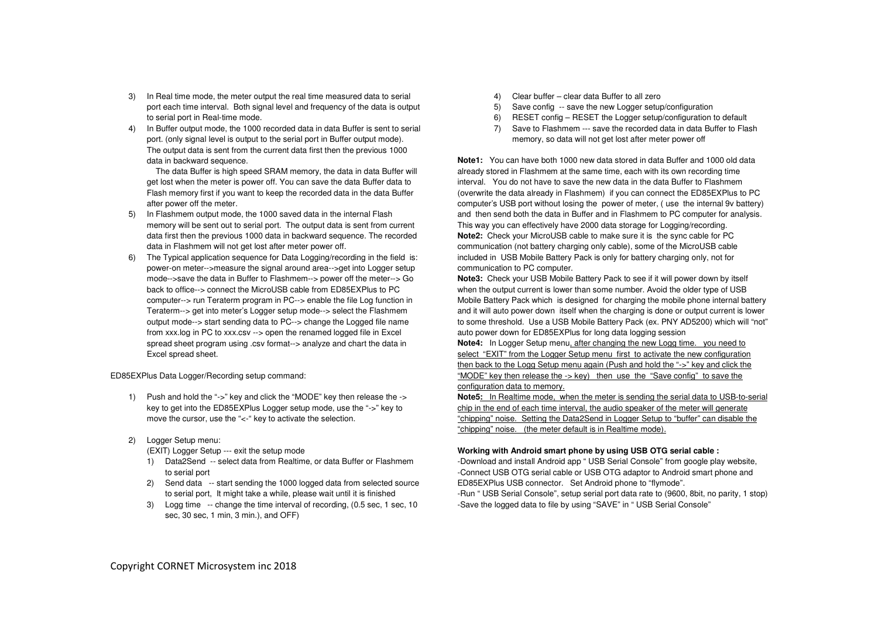3) In Real time mode, the meter output the real time measured data to serial port each time interval. Both signal level and frequency of the data is output to serial port in Real-time mode.

4) In Buffer output mode, the 1000 recorded data in data Buffer is sent to serial port. (only signal level is output to the serial port in Buffer output mode). The output data is sent from the current data first then the previous 1000 data in backward sequence.

   The data Buffer is high speed SRAM memory, the data in data Buffer will get lost when the meter is power off. You can save the data Buffer data to Flash memory first if you want to keep the recorded data in the data Buffer after power off the meter.

5) In Flashmem output mode, the 1000 saved data in the internal Flash memory will be sent out to serial port. The output data is sent from current data first then the previous 1000 data in backward sequence. The recorded data in Flashmem will not get lost after meter power off.

6) The Typical application sequence for Data Logging/recording in the field is: power-on meter-->measure the signal around area-->get into Logger setup mode-->save the data in Buffer to Flashmem--> power off the meter--> Go back to office--> connect the MicroUSB cable from ED85EXPlus to PC computer--> run Teraterm program in PC--> enable the file Log function in Teraterm--> get into meter's Logger setup mode--> select the Flashmem output mode--> start sending data to PC--> change the Logged file name from xxx.log in PC to xxx.csv --> open the renamed logged file in Excel spread sheet program using .csv format--> analyze and chart the data in Excel spread sheet.

ED85EXPlus Data Logger/Recording setup command:

1) Push and hold the "->" key and click the "MODE" key then release the -> key to get into the ED85EXPlus Logger setup mode, use the "->" key to move the cursor, use the "<-" key to activate the selection.

2) Logger Setup menu:

   (EXIT) Logger Setup --- exit the setup mode

   1) Data2Send -- select data from Realtime, or data Buffer or Flashmem to serial port
   2) Send data -- start sending the 1000 logged data from selected source to serial port, It might take a while, please wait until it is finished
   3) Logg time -- change the time interval of recording, (0.5 sec, 1 sec, 10 sec, 30 sec, 1 min, 3 min.), and OFF)
   4) Clear buffer – clear data Buffer to all zero
   5) Save config -- save the new Logger setup/configuration
   6) RESET config – RESET the Logger setup/configuration to default
   7) Save to Flashmem --- save the recorded data in data Buffer to Flash memory, so data will not get lost after meter power off

**Note1:** You can have both 1000 new data stored in data Buffer and 1000 old data already stored in Flashmem at the same time, each with its own recording time interval. You do not have to save the new data in the data Buffer to Flashmem (overwrite the data already in Flashmem) if you can connect the ED85EXPlus to PC computer's USB port without losing the power of meter, ( use the internal 9v battery) and then send both the data in Buffer and in Flashmem to PC computer for analysis. This way you can effectively have 2000 data storage for Logging/recording.

**Note2:** Check your MicroUSB cable to make sure it is the sync cable for PC communication (not battery charging only cable), some of the MicroUSB cable included in USB Mobile Battery Pack is only for battery charging only, not for communication to PC computer.

**Note3:** Check your USB Mobile Battery Pack to see if it will power down by itself when the output current is lower than some number. Avoid the older type of USB Mobile Battery Pack which is designed for charging the mobile phone internal battery and it will auto power down itself when the charging is done or output current is lower to some threshold. Use a USB Mobile Battery Pack (ex. PNY AD5200) which will "not" auto power down for ED85EXPlus for long data logging session

**Note4:** In Logger Setup menu, after changing the new Logg time. you need to select "EXIT" from the Logger Setup menu first to activate the new configuration then back to the Logg Setup menu again (Push and hold the "->" key and click the "MODE" key then release the -> key) then use the "Save config" to save the configuration data to memory.

**Note5:** In Realtime mode, when the meter is sending the serial data to USB-to-serial chip in the end of each time interval, the audio speaker of the meter will generate "chipping" noise. Setting the Data2Send in Logger Setup to "buffer" can disable the "chipping" noise. (the meter default is in Realtime mode).

**Working with Android smart phone by using USB OTG serial cable :**

-Download and install Android app " USB Serial Console" from google play website,
-Connect USB OTG serial cable or USB OTG adaptor to Android smart phone and ED85EXPlus USB connector. Set Android phone to "flymode".
-Run " USB Serial Console", setup serial port data rate to (9600, 8bit, no parity, 1 stop)
-Save the logged data to file by using "SAVE" in " USB Serial Console"